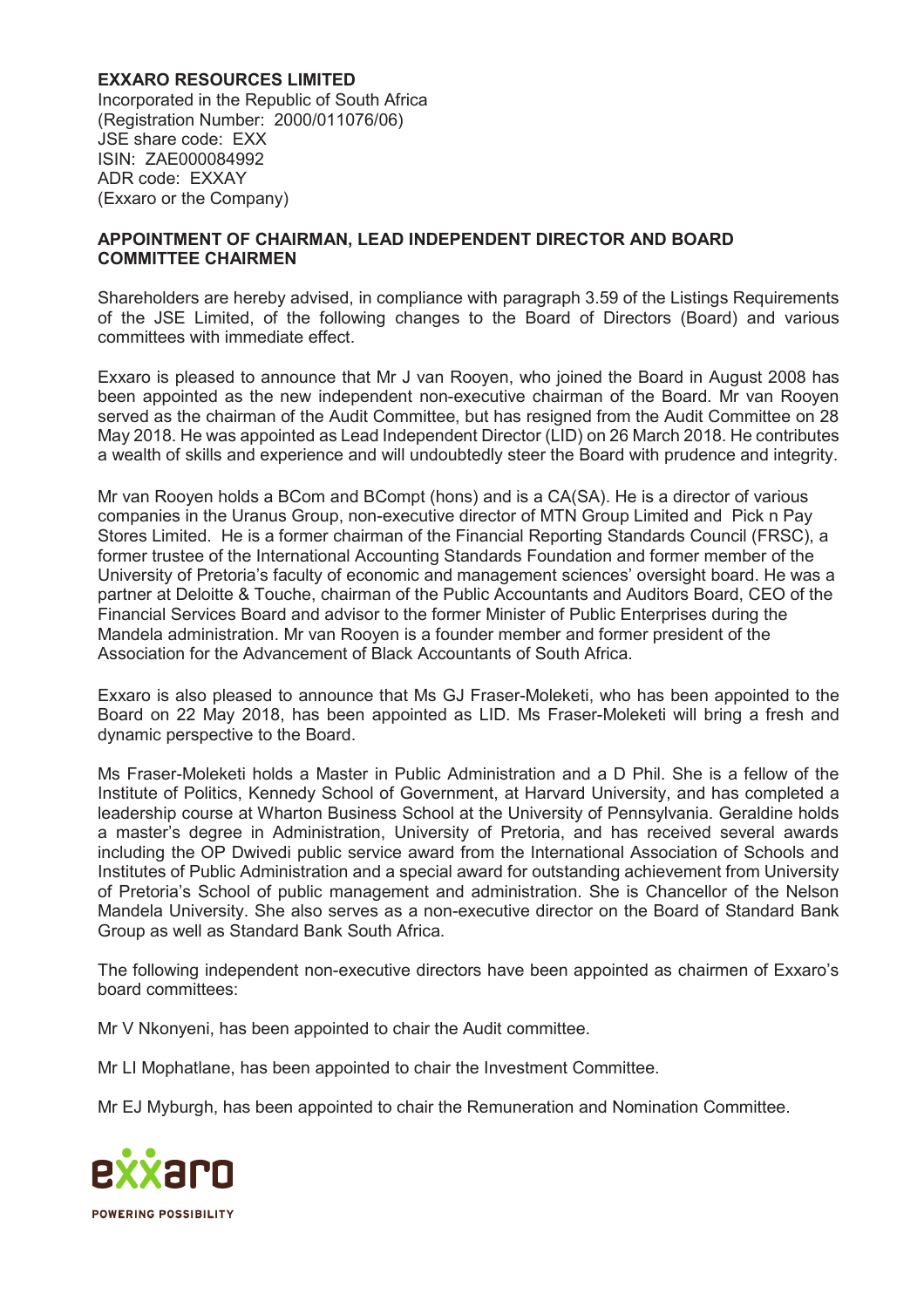**EXXARO RESOURCES LIMITED**
Incorporated in the Republic of South Africa
(Registration Number: 2000/011076/06)
JSE share code: EXX
ISIN: ZAE000084992
ADR code: EXXAY
(Exxaro or the Company)

## APPOINTMENT OF CHAIRMAN, LEAD INDEPENDENT DIRECTOR AND BOARD COMMITTEE CHAIRMEN

Shareholders are hereby advised, in compliance with paragraph 3.59 of the Listings Requirements of the JSE Limited, of the following changes to the Board of Directors (Board) and various committees with immediate effect.

Exxaro is pleased to announce that Mr J van Rooyen, who joined the Board in August 2008 has been appointed as the new independent non-executive chairman of the Board. Mr van Rooyen served as the chairman of the Audit Committee, but has resigned from the Audit Committee on 28 May 2018. He was appointed as Lead Independent Director (LID) on 26 March 2018. He contributes a wealth of skills and experience and will undoubtedly steer the Board with prudence and integrity.

Mr van Rooyen holds a BCom and BCompt (hons) and is a CA(SA). He is a director of various companies in the Uranus Group, non-executive director of MTN Group Limited and Pick n Pay Stores Limited. He is a former chairman of the Financial Reporting Standards Council (FRSC), a former trustee of the International Accounting Standards Foundation and former member of the University of Pretoria's faculty of economic and management sciences' oversight board. He was a partner at Deloitte & Touche, chairman of the Public Accountants and Auditors Board, CEO of the Financial Services Board and advisor to the former Minister of Public Enterprises during the Mandela administration. Mr van Rooyen is a founder member and former president of the Association for the Advancement of Black Accountants of South Africa.

Exxaro is also pleased to announce that Ms GJ Fraser-Moleketi, who has been appointed to the Board on 22 May 2018, has been appointed as LID. Ms Fraser-Moleketi will bring a fresh and dynamic perspective to the Board.

Ms Fraser-Moleketi holds a Master in Public Administration and a D Phil. She is a fellow of the Institute of Politics, Kennedy School of Government, at Harvard University, and has completed a leadership course at Wharton Business School at the University of Pennsylvania. Geraldine holds a master's degree in Administration, University of Pretoria, and has received several awards including the OP Dwivedi public service award from the International Association of Schools and Institutes of Public Administration and a special award for outstanding achievement from University of Pretoria's School of public management and administration. She is Chancellor of the Nelson Mandela University. She also serves as a non-executive director on the Board of Standard Bank Group as well as Standard Bank South Africa.

The following independent non-executive directors have been appointed as chairmen of Exxaro's board committees:

Mr V Nkonyeni, has been appointed to chair the Audit committee.

Mr LI Mophatlane, has been appointed to chair the Investment Committee.

Mr EJ Myburgh, has been appointed to chair the Remuneration and Nomination Committee.

exxaro
POWERING POSSIBILITY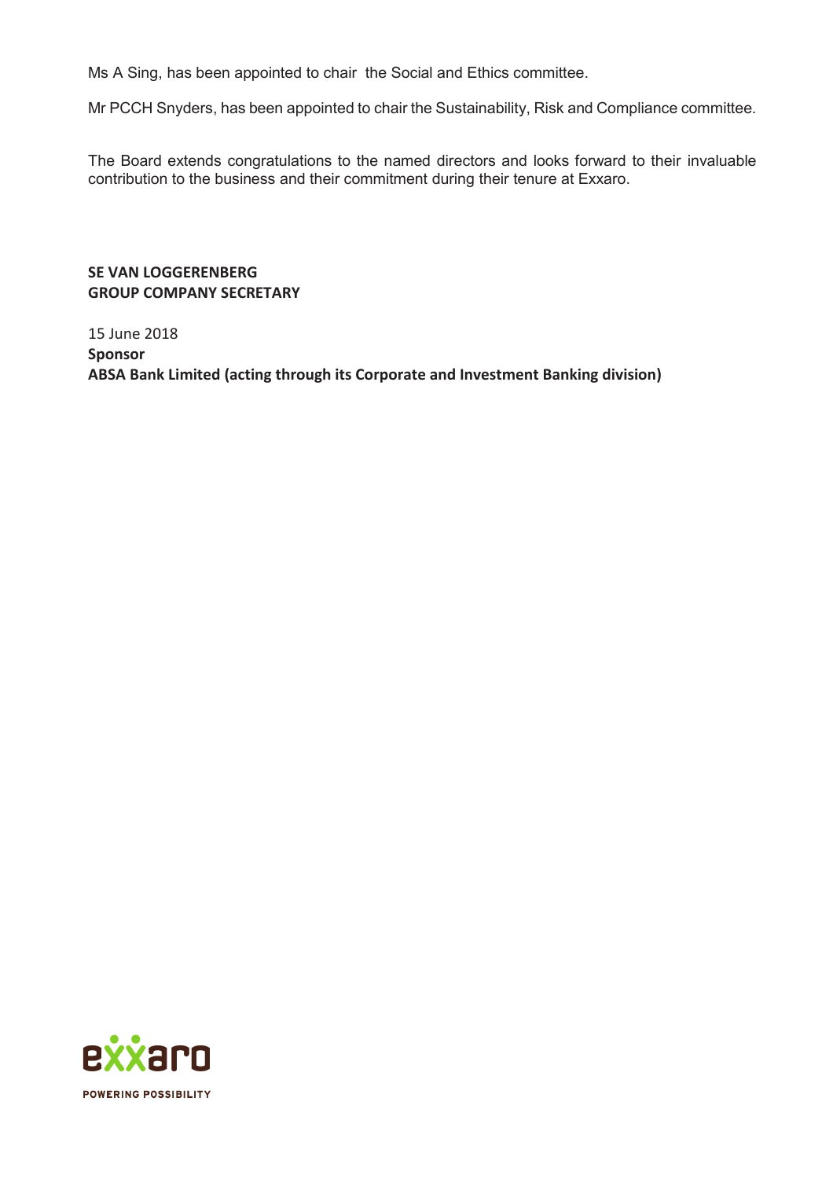Ms A Sing, has been appointed to chair the Social and Ethics committee.

Mr PCCH Snyders, has been appointed to chair the Sustainability, Risk and Compliance committee.

The Board extends congratulations to the named directors and looks forward to their invaluable contribution to the business and their commitment during their tenure at Exxaro.

**SE VAN LOGGERENBERG**
**GROUP COMPANY SECRETARY**

15 June 2018
**Sponsor**
**ABSA Bank Limited (acting through its Corporate and Investment Banking division)**

exxaro
POWERING POSSIBILITY